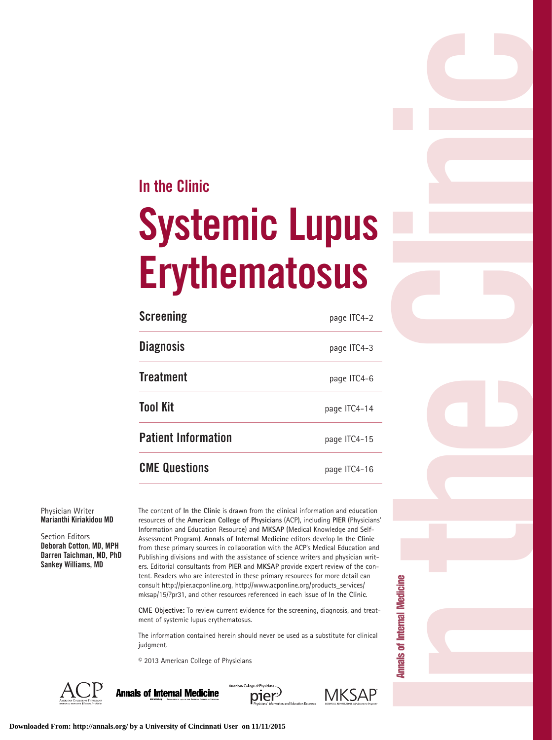## In the Clinic

# Systemic Lupus Erythematosus

| | |
|---|---|
| **Screening** | page ITC4-2 |
| **Diagnosis** | page ITC4-3 |
| **Treatment** | page ITC4-6 |
| **Tool Kit** | page ITC4-14 |
| **Patient Information** | page ITC4-15 |
| **CME Questions** | page ITC4-16 |

Physician Writer
**Marianthi Kiriakidou MD**

Section Editors
**Deborah Cotton, MD, MPH**
**Darren Taichman, MD, PhD**
**Sankey Williams, MD**

The content of **In the Clinic** is drawn from the clinical information and education resources of the **American College of Physicians** (ACP), including **PIER** (Physicians' Information and Education Resource) and **MKSAP** (Medical Knowledge and Self-Assessment Program). **Annals of Internal Medicine** editors develop **In the Clinic** from these primary sources in collaboration with the ACP's Medical Education and Publishing divisions and with the assistance of science writers and physician writers. Editorial consultants from **PIER** and **MKSAP** provide expert review of the content. Readers who are interested in these primary resources for more detail can consult http://pier.acponline.org, http://www.acponline.org/products_services/mksap/15/?pr31, and other resources referenced in each issue of **In the Clinic**.

**CME Objective:** To review current evidence for the screening, diagnosis, and treatment of systemic lupus erythematosus.

The information contained herein should never be used as a substitute for clinical judgment.

© 2013 American College of Physicians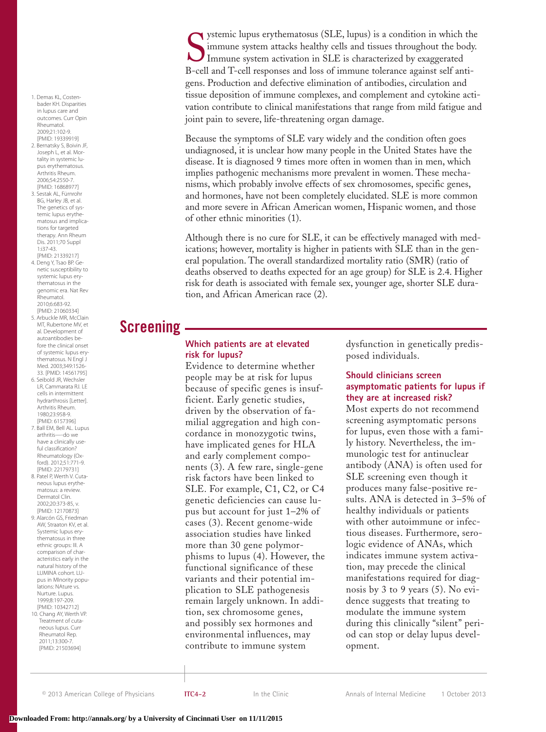Systemic lupus erythematosus (SLE, lupus) is a condition in which the immune system attacks healthy cells and tissues throughout the body. Immune system activation in SLE is characterized by exaggerated B-cell and T-cell responses and loss of immune tolerance against self antigens. Production and defective elimination of antibodies, circulation and tissue deposition of immune complexes, and complement and cytokine activation contribute to clinical manifestations that range from mild fatigue and joint pain to severe, life-threatening organ damage.

Because the symptoms of SLE vary widely and the condition often goes undiagnosed, it is unclear how many people in the United States have the disease. It is diagnosed 9 times more often in women than in men, which implies pathogenic mechanisms more prevalent in women. These mechanisms, which probably involve effects of sex chromosomes, specific genes, and hormones, have not been completely elucidated. SLE is more common and more severe in African American women, Hispanic women, and those of other ethnic minorities (1).

Although there is no cure for SLE, it can be effectively managed with medications; however, mortality is higher in patients with SLE than in the general population. The overall standardized mortality ratio (SMR) (ratio of deaths observed to deaths expected for an age group) for SLE is 2.4. Higher risk for death is associated with female sex, younger age, shorter SLE duration, and African American race (2).

## Screening

### Which patients are at elevated risk for lupus?

Evidence to determine whether people may be at risk for lupus because of specific genes is insufficient. Early genetic studies, driven by the observation of familial aggregation and high concordance in monozygotic twins, have implicated genes for HLA and early complement components (3). A few rare, single-gene risk factors have been linked to SLE. For example, C1, C2, or C4 genetic deficiencies can cause lupus but account for just 1–2% of cases (3). Recent genome-wide association studies have linked more than 30 gene polymorphisms to lupus (4). However, the functional significance of these variants and their potential implication to SLE pathogenesis remain largely unknown. In addition, sex chromosome genes, and possibly sex hormones and environmental influences, may contribute to immune system dysfunction in genetically predisposed individuals.

### Should clinicians screen asymptomatic patients for lupus if they are at increased risk?

Most experts do not recommend screening asymptomatic persons for lupus, even those with a family history. Nevertheless, the immunologic test for antinuclear antibody (ANA) is often used for SLE screening even though it produces many false-positive results. ANA is detected in 3–5% of healthy individuals or patients with other autoimmune or infectious diseases. Furthermore, serologic evidence of ANAs, which indicates immune system activation, may precede the clinical manifestations required for diagnosis by 3 to 9 years (5). No evidence suggests that treating to modulate the immune system during this clinically "silent" period can stop or delay lupus development.

1. Demas KL, Costenbader KH. Disparities in lupus care and outcomes. Curr Opin Rheumatol. 2009;21:102-9. [PMID: 19339919]
2. Bernatsky S, Boivin JF, Joseph L, et al. Mortality in systemic lupus erythematosus. Arthritis Rheum. 2006;54:2550-7. [PMID: 16868977]
3. Sestak AL, Fürnrohr BG, Harley JB, et al. The genetics of systemic lupus erythematosus and implications for targeted therapy. Ann Rheum Dis. 2011;70 Suppl 1:i37-43. [PMID: 21339217]
4. Deng Y, Tsao BP. Genetic susceptibility to systemic lupus erythematosus in the genomic era. Nat Rev Rheumatol. 2010;6:683-92. [PMID: 21060334]
5. Arbuckle MR, McClain MT, Rubertone MV, et al. Development of autoantibodies before the clinical onset of systemic lupus erythematosus. N Engl J Med. 2003;349:1526-33. [PMID: 14561795]
6. Seibold JR, Wechsler LR, Cammarata RJ. LE cells in intermittent hydrarthrosis [Letter]. Arthritis Rheum. 1980;23:958-9. [PMID: 6157396]
7. Ball EM, Bell AL. Lupus arthritis—do we have a clinically useful classification? Rheumatology (Oxford). 2012;51:771-9. [PMID: 22179731]
8. Patel P, Werth V. Cutaneous lupus erythematosus: a review. Dermatol Clin. 2002;20:373-85, v. [PMID: 12170873]
9. Alarcón GS, Friedman AW, Straaton KV, et al. Systemic lupus erythematosus in three ethnic groups: III. A comparison of characteristics early in the natural history of the LUMINA cohort. LUpus in MInority populations: NAture vs. Nurture. Lupus. 1999;8:197-209. [PMID: 10342712]
10. Chang AY, Werth VP. Treatment of cutaneous lupus. Curr Rheumatol Rep. 2011;13:300-7. [PMID: 21503694]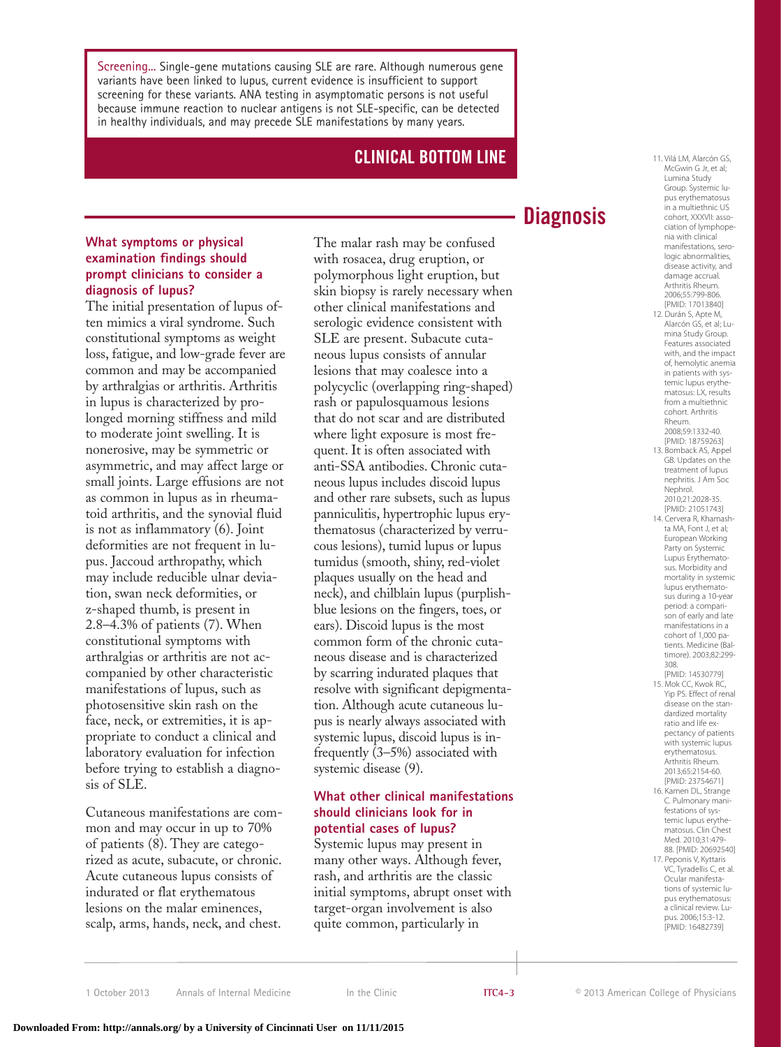Screening... Single-gene mutations causing SLE are rare. Although numerous gene variants have been linked to lupus, current evidence is insufficient to support screening for these variants. ANA testing in asymptomatic persons is not useful because immune reaction to nuclear antigens is not SLE-specific, can be detected in healthy individuals, and may precede SLE manifestations by many years.

## CLINICAL BOTTOM LINE

# Diagnosis

### What symptoms or physical examination findings should prompt clinicians to consider a diagnosis of lupus?

The initial presentation of lupus often mimics a viral syndrome. Such constitutional symptoms as weight loss, fatigue, and low-grade fever are common and may be accompanied by arthralgias or arthritis. Arthritis in lupus is characterized by prolonged morning stiffness and mild to moderate joint swelling. It is nonerosive, may be symmetric or asymmetric, and may affect large or small joints. Large effusions are not as common in lupus as in rheumatoid arthritis, and the synovial fluid is not as inflammatory (6). Joint deformities are not frequent in lupus. Jaccoud arthropathy, which may include reducible ulnar deviation, swan neck deformities, or z-shaped thumb, is present in 2.8–4.3% of patients (7). When constitutional symptoms with arthralgias or arthritis are not accompanied by other characteristic manifestations of lupus, such as photosensitive skin rash on the face, neck, or extremities, it is appropriate to conduct a clinical and laboratory evaluation for infection before trying to establish a diagnosis of SLE.

Cutaneous manifestations are common and may occur in up to 70% of patients (8). They are categorized as acute, subacute, or chronic. Acute cutaneous lupus consists of indurated or flat erythematous lesions on the malar eminences, scalp, arms, hands, neck, and chest. The malar rash may be confused with rosacea, drug eruption, or polymorphous light eruption, but skin biopsy is rarely necessary when other clinical manifestations and serologic evidence consistent with SLE are present. Subacute cutaneous lupus consists of annular lesions that may coalesce into a polycyclic (overlapping ring-shaped) rash or papulosquamous lesions that do not scar and are distributed where light exposure is most frequent. It is often associated with anti-SSA antibodies. Chronic cutaneous lupus includes discoid lupus and other rare subsets, such as lupus panniculitis, hypertrophic lupus erythematosus (characterized by verrucous lesions), tumid lupus or lupus tumidus (smooth, shiny, red-violet plaques usually on the head and neck), and chilblain lupus (purplish-blue lesions on the fingers, toes, or ears). Discoid lupus is the most common form of the chronic cutaneous disease and is characterized by scarring indurated plaques that resolve with significant depigmentation. Although acute cutaneous lupus is nearly always associated with systemic lupus, discoid lupus is infrequently (3–5%) associated with systemic disease (9).

### What other clinical manifestations should clinicians look for in potential cases of lupus?

Systemic lupus may present in many other ways. Although fever, rash, and arthritis are the classic initial symptoms, abrupt onset with target-organ involvement is also quite common, particularly in

11. Vilá LM, Alarcón GS, McGwin G Jr, et al; Lumina Study Group. Systemic lupus erythematosus in a multiethnic US cohort, XXXVII: association of lymphopenia with clinical manifestations, serologic abnormalities, disease activity, and damage accrual. Arthritis Rheum. 2006;55:799-806. [PMID: 17013840]
12. Durán S, Apte M, Alarcón GS, et al; Lumina Study Group. Features associated with, and the impact of, hemolytic anemia in patients with systemic lupus erythematosus: LX, results from a multiethnic cohort. Arthritis Rheum. 2008;59:1332-40. [PMID: 18759263]
13. Bomback AS, Appel GB. Updates on the treatment of lupus nephritis. J Am Soc Nephrol. 2010;21:2028-35. [PMID: 21051743]
14. Cervera R, Khamashta MA, Font J, et al; European Working Party on Systemic Lupus Erythematosus. Morbidity and mortality in systemic lupus erythematosus during a 10-year period: a comparison of early and late manifestations in a cohort of 1,000 patients. Medicine (Baltimore). 2003;82:299-308. [PMID: 14530779]
15. Mok CC, Kwok RC, Yip PS. Effect of renal disease on the standardized mortality ratio and life expectancy of patients with systemic lupus erythematosus. Arthritis Rheum. 2013;65:2154-60. [PMID: 23754671]
16. Kamen DL, Strange C. Pulmonary manifestations of systemic lupus erythematosus. Clin Chest Med. 2010;31:479-88. [PMID: 20692540]
17. Peponis V, Kyttaris VC, Tyradellis C, et al. Ocular manifestations of systemic lupus erythematosus: a clinical review. Lupus. 2006;15:3-12. [PMID: 16482739]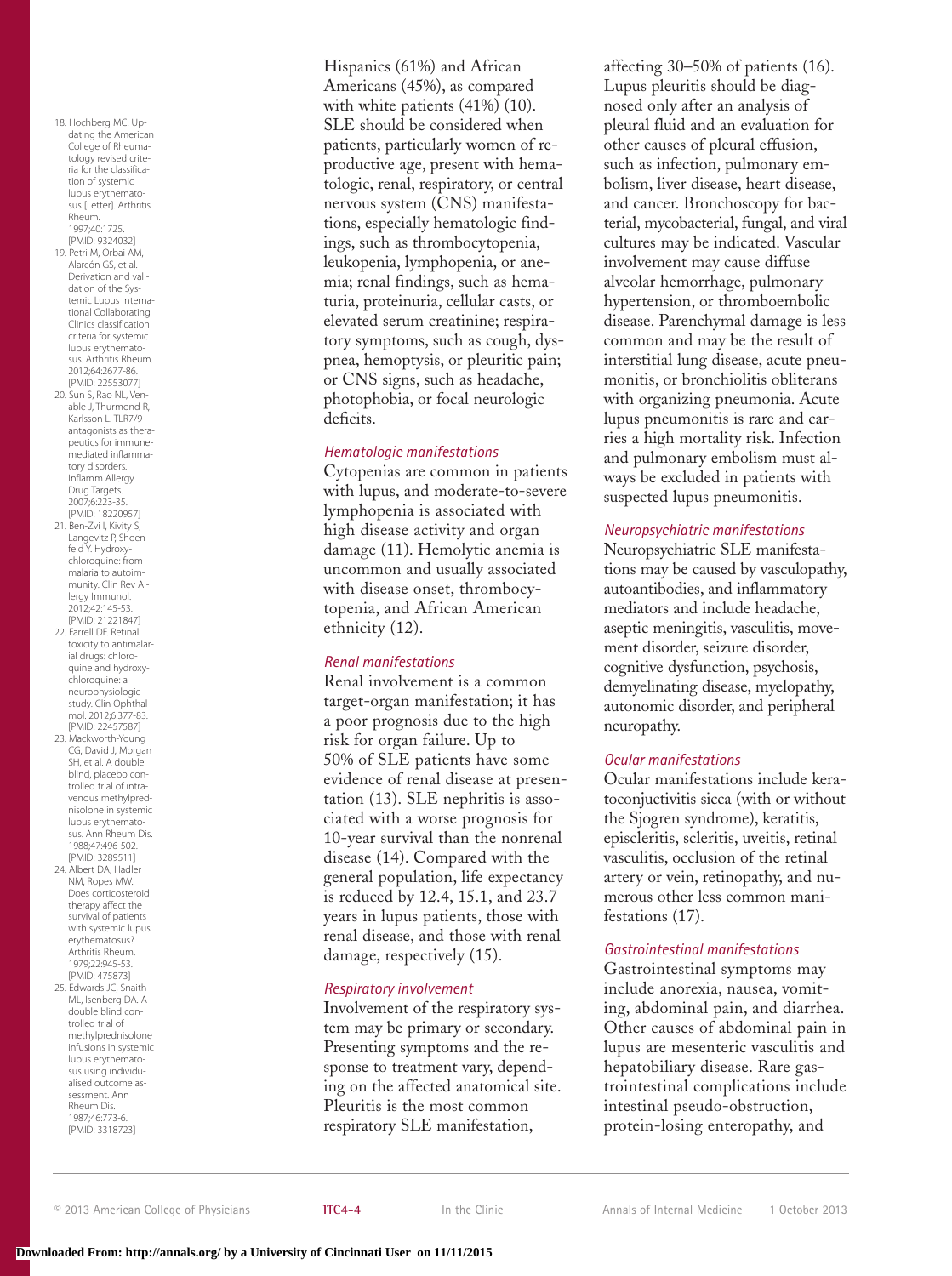Hispanics (61%) and African Americans (45%), as compared with white patients (41%) (10). SLE should be considered when patients, particularly women of reproductive age, present with hematologic, renal, respiratory, or central nervous system (CNS) manifestations, especially hematologic findings, such as thrombocytopenia, leukopenia, lymphopenia, or anemia; renal findings, such as hematuria, proteinuria, cellular casts, or elevated serum creatinine; respiratory symptoms, such as cough, dyspnea, hemoptysis, or pleuritic pain; or CNS signs, such as headache, photophobia, or focal neurologic deficits.

### *Hematologic manifestations*

Cytopenias are common in patients with lupus, and moderate-to-severe lymphopenia is associated with high disease activity and organ damage (11). Hemolytic anemia is uncommon and usually associated with disease onset, thrombocytopenia, and African American ethnicity (12).

### *Renal manifestations*

Renal involvement is a common target-organ manifestation; it has a poor prognosis due to the high risk for organ failure. Up to 50% of SLE patients have some evidence of renal disease at presentation (13). SLE nephritis is associated with a worse prognosis for 10-year survival than the nonrenal disease (14). Compared with the general population, life expectancy is reduced by 12.4, 15.1, and 23.7 years in lupus patients, those with renal disease, and those with renal damage, respectively (15).

### *Respiratory involvement*

Involvement of the respiratory system may be primary or secondary. Presenting symptoms and the response to treatment vary, depending on the affected anatomical site. Pleuritis is the most common respiratory SLE manifestation, affecting 30–50% of patients (16). Lupus pleuritis should be diagnosed only after an analysis of pleural fluid and an evaluation for other causes of pleural effusion, such as infection, pulmonary embolism, liver disease, heart disease, and cancer. Bronchoscopy for bacterial, mycobacterial, fungal, and viral cultures may be indicated. Vascular involvement may cause diffuse alveolar hemorrhage, pulmonary hypertension, or thromboembolic disease. Parenchymal damage is less common and may be the result of interstitial lung disease, acute pneumonitis, or bronchiolitis obliterans with organizing pneumonia. Acute lupus pneumonitis is rare and carries a high mortality risk. Infection and pulmonary embolism must always be excluded in patients with suspected lupus pneumonitis.

### *Neuropsychiatric manifestations*

Neuropsychiatric SLE manifestations may be caused by vasculopathy, autoantibodies, and inflammatory mediators and include headache, aseptic meningitis, vasculitis, movement disorder, seizure disorder, cognitive dysfunction, psychosis, demyelinating disease, myelopathy, autonomic disorder, and peripheral neuropathy.

### *Ocular manifestations*

Ocular manifestations include keratoconjuctivitis sicca (with or without the Sjogren syndrome), keratitis, episcleritis, scleritis, uveitis, retinal vasculitis, occlusion of the retinal artery or vein, retinopathy, and numerous other less common manifestations (17).

### *Gastrointestinal manifestations*

Gastrointestinal symptoms may include anorexia, nausea, vomiting, abdominal pain, and diarrhea. Other causes of abdominal pain in lupus are mesenteric vasculitis and hepatobiliary disease. Rare gastrointestinal complications include intestinal pseudo-obstruction, protein-losing enteropathy, and

18. Hochberg MC. Updating the American College of Rheumatology revised criteria for the classification of systemic lupus erythematosus [Letter]. Arthritis Rheum. 1997;40:1725. [PMID: 9324032]
19. Petri M, Orbai AM, Alarcón GS, et al. Derivation and validation of the Systemic Lupus International Collaborating Clinics classification criteria for systemic lupus erythematosus. Arthritis Rheum. 2012;64:2677-86. [PMID: 22553077]
20. Sun S, Rao NL, Venable J, Thurmond R, Karlsson L. TLR7/9 antagonists as therapeutics for immune-mediated inflammatory disorders. Inflamm Allergy Drug Targets. 2007;6:223-35. [PMID: 18220957]
21. Ben-Zvi I, Kivity S, Langevitz P, Shoenfeld Y. Hydroxychloroquine: from malaria to autoimmunity. Clin Rev Allergy Immunol. 2012;42:145-53. [PMID: 21221847]
22. Farrell DF. Retinal toxicity to antimalarial drugs: chloroquine and hydroxychloroquine: a neurophysiologic study. Clin Ophthalmol. 2012;6:377-83. [PMID: 22457587]
23. Mackworth-Young CG, David J, Morgan SH, et al. A double blind, placebo controlled trial of intravenous methylprednisolone in systemic lupus erythematosus. Ann Rheum Dis. 1988;47:496-502. [PMID: 3289511]
24. Albert DA, Hadler NM, Ropes MW. Does corticosteroid therapy affect the survival of patients with systemic lupus erythematosus? Arthritis Rheum. 1979;22:945-53. [PMID: 475873]
25. Edwards JC, Snaith ML, Isenberg DA. A double blind controlled trial of methylprednisolone infusions in systemic lupus erythematosus using individualised outcome assessment. Ann Rheum Dis. 1987;46:773-6. [PMID: 3318723]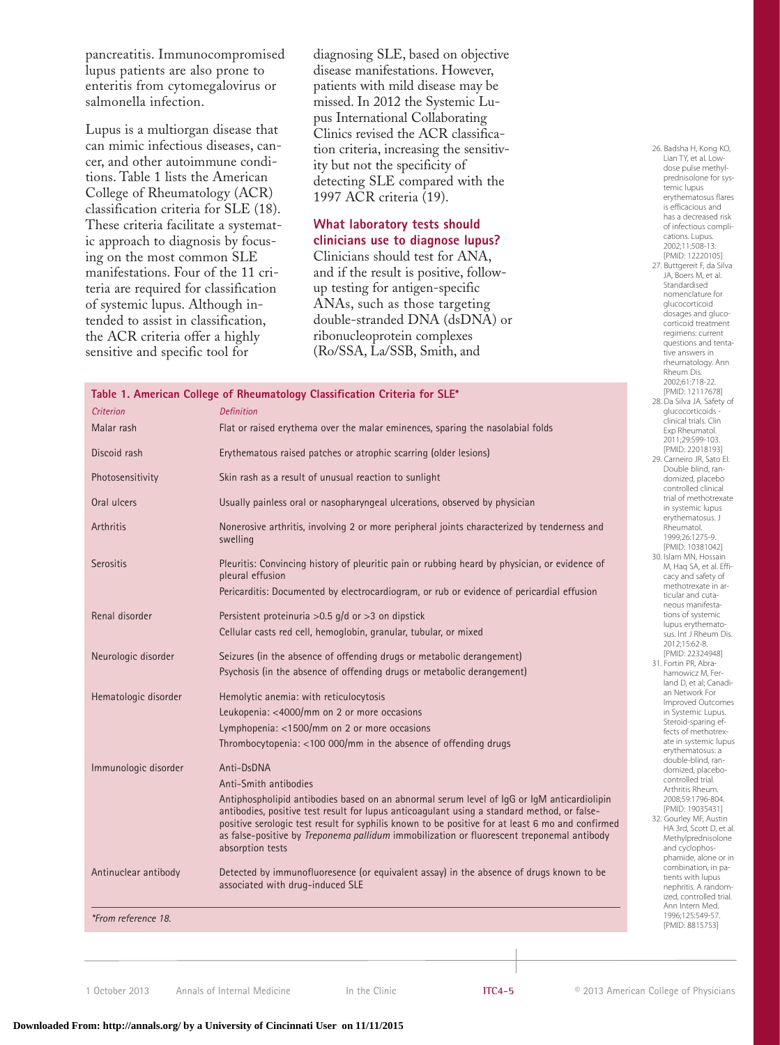pancreatitis. Immunocompromised lupus patients are also prone to enteritis from cytomegalovirus or salmonella infection.

Lupus is a multiorgan disease that can mimic infectious diseases, cancer, and other autoimmune conditions. Table 1 lists the American College of Rheumatology (ACR) classification criteria for SLE (18). These criteria facilitate a systematic approach to diagnosis by focusing on the most common SLE manifestations. Four of the 11 criteria are required for classification of systemic lupus. Although intended to assist in classification, the ACR criteria offer a highly sensitive and specific tool for diagnosing SLE, based on objective disease manifestations. However, patients with mild disease may be missed. In 2012 the Systemic Lupus International Collaborating Clinics revised the ACR classification criteria, increasing the sensitivity but not the specificity of detecting SLE compared with the 1997 ACR criteria (19).

### What laboratory tests should clinicians use to diagnose lupus?

Clinicians should test for ANA, and if the result is positive, follow-up testing for antigen-specific ANAs, such as those targeting double-stranded DNA (dsDNA) or ribonucleoprotein complexes (Ro/SSA, La/SSB, Smith, and

**Table 1. American College of Rheumatology Classification Criteria for SLE***

| *Criterion* | *Definition* |
|---|---|
| Malar rash | Flat or raised erythema over the malar eminences, sparing the nasolabial folds |
| Discoid rash | Erythematous raised patches or atrophic scarring (older lesions) |
| Photosensitivity | Skin rash as a result of unusual reaction to sunlight |
| Oral ulcers | Usually painless oral or nasopharyngeal ulcerations, observed by physician |
| Arthritis | Nonerosive arthritis, involving 2 or more peripheral joints characterized by tenderness and swelling |
| Serositis | Pleuritis: Convincing history of pleuritic pain or rubbing heard by physician, or evidence of pleural effusion<br>Pericarditis: Documented by electrocardiogram, or rub or evidence of pericardial effusion |
| Renal disorder | Persistent proteinuria >0.5 g/d or >3 on dipstick<br>Cellular casts red cell, hemoglobin, granular, tubular, or mixed |
| Neurologic disorder | Seizures (in the absence of offending drugs or metabolic derangement)<br>Psychosis (in the absence of offending drugs or metabolic derangement) |
| Hematologic disorder | Hemolytic anemia: with reticulocytosis<br>Leukopenia: <4000/mm on 2 or more occasions<br>Lymphopenia: <1500/mm on 2 or more occasions<br>Thrombocytopenia: <100 000/mm in the absence of offending drugs |
| Immunologic disorder | Anti-DsDNA<br>Anti-Smith antibodies<br>Antiphospholipid antibodies based on an abnormal serum level of IgG or IgM anticardiolipin antibodies, positive test result for lupus anticoagulant using a standard method, or false-positive serologic test result for syphilis known to be positive for at least 6 mo and confirmed as false-positive by *Treponema pallidum* immobilization or fluorescent treponemal antibody absorption tests |
| Antinuclear antibody | Detected by immunofluoresence (or equivalent assay) in the absence of drugs known to be associated with drug-induced SLE |

*\*From reference 18.*

26. Badsha H, Kong KO, Lian TY, et al. Low-dose pulse methylprednisolone for systemic lupus erythematosus flares is efficacious and has a decreased risk of infectious complications. Lupus. 2002;11:508-13. [PMID: 12220105]
27. Buttgereit F, da Silva JA, Boers M, et al. Standardised nomenclature for glucocorticoid dosages and glucocorticoid treatment regimens: current questions and tentative answers in rheumatology. Ann Rheum Dis. 2002;61:718-22. [PMID: 12117678]
28. Da Silva JA. Safety of glucocorticoids - clinical trials. Clin Exp Rheumatol. 2011;29:S99-103. [PMID: 22018193]
29. Carneiro JR, Sato EI. Double blind, randomized, placebo controlled clinical trial of methotrexate in systemic lupus erythematosus. J Rheumatol. 1999;26:1275-9. [PMID: 10381042]
30. Islam MN, Hossain M, Haq SA, et al. Efficacy and safety of methotrexate in articular and cutaneous manifestations of systemic lupus erythematosus. Int J Rheum Dis. 2012;15:62-8. [PMID: 22324948]
31. Fortin PR, Abrahamowicz M, Ferland D, et al; Canadian Network For Improved Outcomes in Systemic Lupus. Steroid-sparing effects of methotrexate in systemic lupus erythematosus: a double-blind, randomized, placebo-controlled trial. Arthritis Rheum. 2008;59:1796-804. [PMID: 19035431]
32. Gourley MF, Austin HA 3rd, Scott D, et al. Methylprednisolone and cyclophosphamide, alone or in combination, in patients with lupus nephritis. A randomized, controlled trial. Ann Intern Med. 1996;125:549-57. [PMID: 8815753]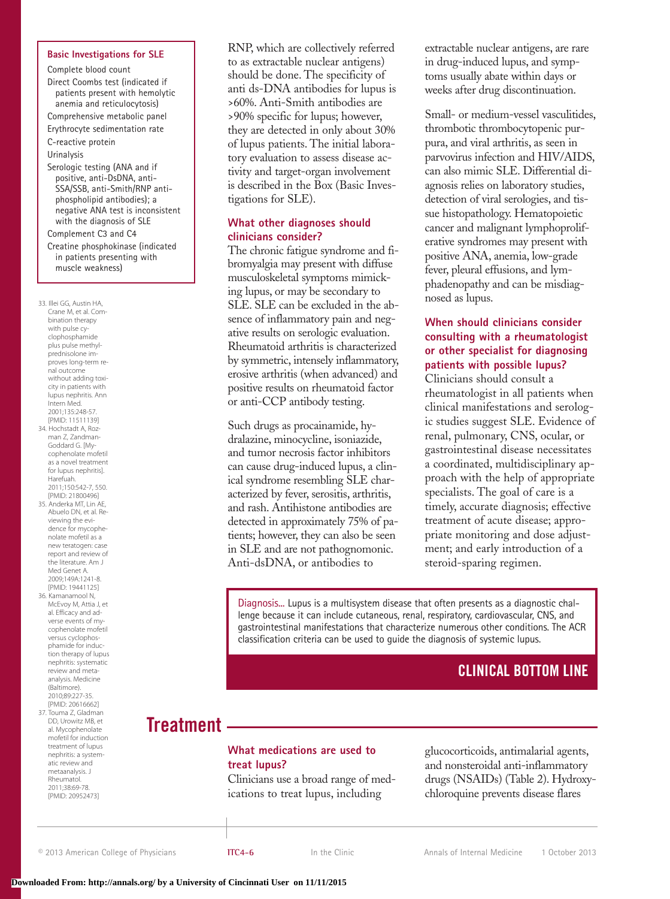**Basic Investigations for SLE**

- Complete blood count
- Direct Coombs test (indicated if patients present with hemolytic anemia and reticulocytosis)
- Comprehensive metabolic panel
- Erythrocyte sedimentation rate
- C-reactive protein
- Urinalysis
- Serologic testing (ANA and if positive, anti-DsDNA, anti-SSA/SSB, anti-Smith/RNP anti-phospholipid antibodies); a negative ANA test is inconsistent with the diagnosis of SLE
- Complement C3 and C4
- Creatine phosphokinase (indicated in patients presenting with muscle weakness)

RNP, which are collectively referred to as extractable nuclear antigens) should be done. The specificity of anti ds-DNA antibodies for lupus is >60%. Anti-Smith antibodies are >90% specific for lupus; however, they are detected in only about 30% of lupus patients. The initial laboratory evaluation to assess disease activity and target-organ involvement is described in the Box (Basic Investigations for SLE).

### What other diagnoses should clinicians consider?

The chronic fatigue syndrome and fibromyalgia may present with diffuse musculoskeletal symptoms mimicking lupus, or may be secondary to SLE. SLE can be excluded in the absence of inflammatory pain and negative results on serologic evaluation. Rheumatoid arthritis is characterized by symmetric, intensely inflammatory, erosive arthritis (when advanced) and positive results on rheumatoid factor or anti-CCP antibody testing.

Such drugs as procainamide, hydralazine, minocycline, isoniazide, and tumor necrosis factor inhibitors can cause drug-induced lupus, a clinical syndrome resembling SLE characterized by fever, serositis, arthritis, and rash. Antihistone antibodies are detected in approximately 75% of patients; however, they can also be seen in SLE and are not pathognomonic. Anti-dsDNA, or antibodies to extractable nuclear antigens, are rare in drug-induced lupus, and symptoms usually abate within days or weeks after drug discontinuation.

Small- or medium-vessel vasculitides, thrombotic thrombocytopenic purpura, and viral arthritis, as seen in parvovirus infection and HIV/AIDS, can also mimic SLE. Differential diagnosis relies on laboratory studies, detection of viral serologies, and tissue histopathology. Hematopoietic cancer and malignant lymphoproliferative syndromes may present with positive ANA, anemia, low-grade fever, pleural effusions, and lymphadenopathy and can be misdiagnosed as lupus.

### When should clinicians consider consulting with a rheumatologist or other specialist for diagnosing patients with possible lupus?

Clinicians should consult a rheumatologist in all patients when clinical manifestations and serologic studies suggest SLE. Evidence of renal, pulmonary, CNS, ocular, or gastrointestinal disease necessitates a coordinated, multidisciplinary approach with the help of appropriate specialists. The goal of care is a timely, accurate diagnosis; effective treatment of acute disease; appropriate monitoring and dose adjustment; and early introduction of a steroid-sparing regimen.

Diagnosis... Lupus is a multisystem disease that often presents as a diagnostic challenge because it can include cutaneous, renal, respiratory, cardiovascular, CNS, and gastrointestinal manifestations that characterize numerous other conditions. The ACR classification criteria can be used to guide the diagnosis of systemic lupus.

**CLINICAL BOTTOM LINE**

## Treatment

### What medications are used to treat lupus?

Clinicians use a broad range of medications to treat lupus, including glucocorticoids, antimalarial agents, and nonsteroidal anti-inflammatory drugs (NSAIDs) (Table 2). Hydroxychloroquine prevents disease flares

33. Illei GG, Austin HA, Crane M, et al. Combination therapy with pulse cyclophosphamide plus pulse methylprednisolone improves long-term renal outcome without adding toxicity in patients with lupus nephritis. Ann Intern Med. 2001;135:248-57. [PMID: 11511139]
34. Hochstadt A, Rozman Z, Zandman-Goddard G. [Mycophenolate mofetil as a novel treatment for lupus nephritis]. Harefuah. 2011;150:542-7, 550. [PMID: 21800496]
35. Anderka MT, Lin AE, Abuelo DN, et al. Reviewing the evidence for mycophenolate mofetil as a new teratogen: case report and review of the literature. Am J Med Genet A. 2009;149A:1241-8. [PMID: 19441125]
36. Kamanamool N, McEvoy M, Attia J, et al. Efficacy and adverse events of mycophenolate mofetil versus cyclophosphamide for induction therapy of lupus nephritis: systematic review and meta-analysis. Medicine (Baltimore). 2010;89:227-35. [PMID: 20616662]
37. Touma Z, Gladman DD, Urowitz MB, et al. Mycophenolate mofetil for induction treatment of lupus nephritis: a systematic review and metaanalysis. J Rheumatol. 2011;38:69-78. [PMID: 20952473]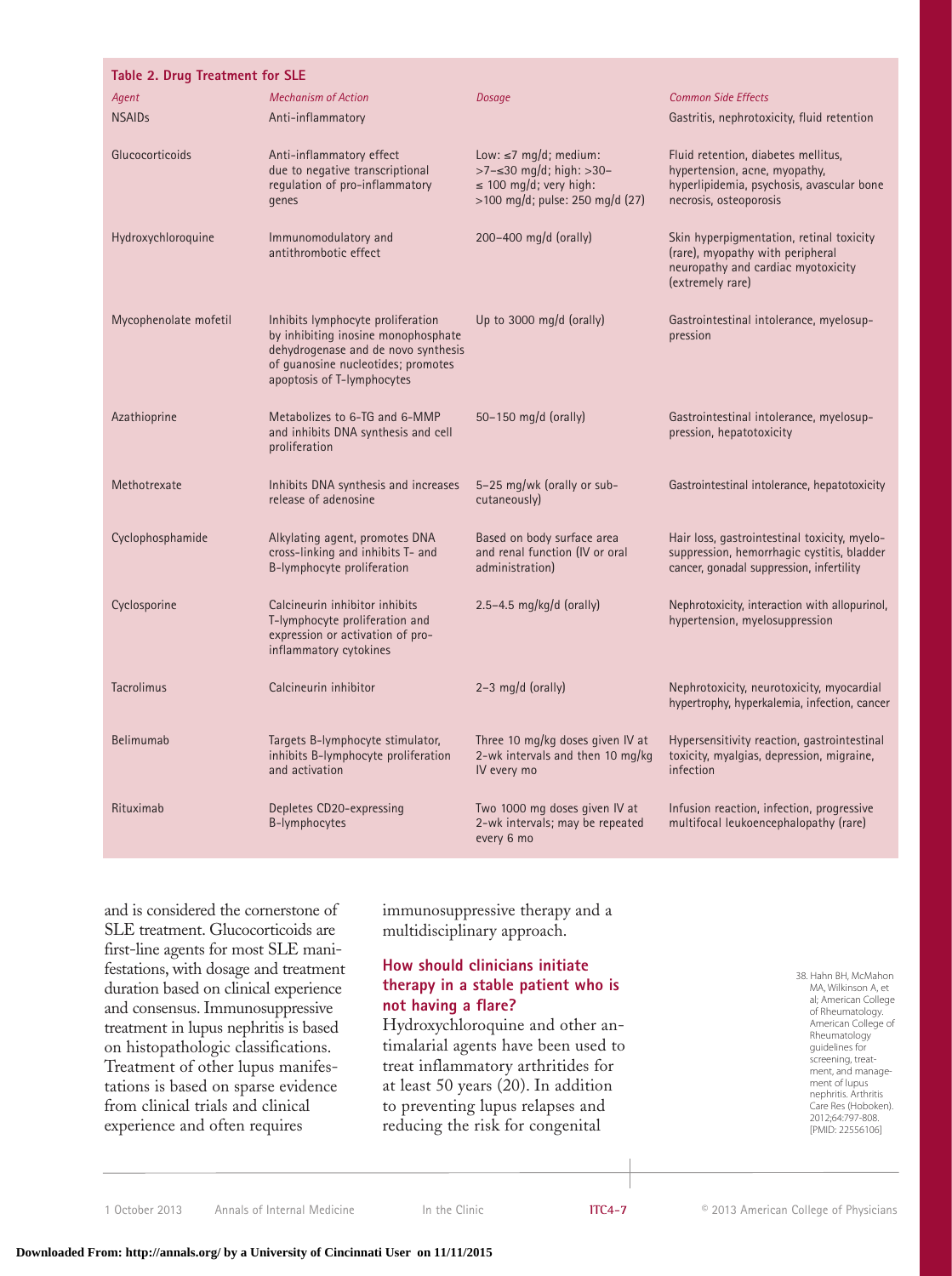**Table 2. Drug Treatment for SLE**

| Agent | Mechanism of Action | Dosage | Common Side Effects |
|---|---|---|---|
| NSAIDs | Anti-inflammatory | | Gastritis, nephrotoxicity, fluid retention |
| Glucocorticoids | Anti-inflammatory effect due to negative transcriptional regulation of pro-inflammatory genes | Low: ≤7 mg/d; medium: >7–≤30 mg/d; high: >30–≤ 100 mg/d; very high: >100 mg/d; pulse: 250 mg/d (27) | Fluid retention, diabetes mellitus, hypertension, acne, myopathy, hyperlipidemia, psychosis, avascular bone necrosis, osteoporosis |
| Hydroxychloroquine | Immunomodulatory and antithrombotic effect | 200–400 mg/d (orally) | Skin hyperpigmentation, retinal toxicity (rare), myopathy with peripheral neuropathy and cardiac myotoxicity (extremely rare) |
| Mycophenolate mofetil | Inhibits lymphocyte proliferation by inhibiting inosine monophosphate dehydrogenase and de novo synthesis of guanosine nucleotides; promotes apoptosis of T-lymphocytes | Up to 3000 mg/d (orally) | Gastrointestinal intolerance, myelosuppression |
| Azathioprine | Metabolizes to 6-TG and 6-MMP and inhibits DNA synthesis and cell proliferation | 50–150 mg/d (orally) | Gastrointestinal intolerance, myelosuppression, hepatotoxicity |
| Methotrexate | Inhibits DNA synthesis and increases release of adenosine | 5–25 mg/wk (orally or subcutaneously) | Gastrointestinal intolerance, hepatotoxicity |
| Cyclophosphamide | Alkylating agent, promotes DNA cross-linking and inhibits T- and B-lymphocyte proliferation | Based on body surface area and renal function (IV or oral administration) | Hair loss, gastrointestinal toxicity, myelosuppression, hemorrhagic cystitis, bladder cancer, gonadal suppression, infertility |
| Cyclosporine | Calcineurin inhibitor inhibits T-lymphocyte proliferation and expression or activation of pro-inflammatory cytokines | 2.5–4.5 mg/kg/d (orally) | Nephrotoxicity, interaction with allopurinol, hypertension, myelosuppression |
| Tacrolimus | Calcineurin inhibitor | 2–3 mg/d (orally) | Nephrotoxicity, neurotoxicity, myocardial hypertrophy, hyperkalemia, infection, cancer |
| Belimumab | Targets B-lymphocyte stimulator, inhibits B-lymphocyte proliferation and activation | Three 10 mg/kg doses given IV at 2-wk intervals and then 10 mg/kg IV every mo | Hypersensitivity reaction, gastrointestinal toxicity, myalgias, depression, migraine, infection |
| Rituximab | Depletes CD20-expressing B-lymphocytes | Two 1000 mg doses given IV at 2-wk intervals; may be repeated every 6 mo | Infusion reaction, infection, progressive multifocal leukoencephalopathy (rare) |

and is considered the cornerstone of SLE treatment. Glucocorticoids are first-line agents for most SLE manifestations, with dosage and treatment duration based on clinical experience and consensus. Immunosuppressive treatment in lupus nephritis is based on histopathologic classifications. Treatment of other lupus manifestations is based on sparse evidence from clinical trials and clinical experience and often requires immunosuppressive therapy and a multidisciplinary approach.

### How should clinicians initiate therapy in a stable patient who is not having a flare?

Hydroxychloroquine and other antimalarial agents have been used to treat inflammatory arthritides for at least 50 years (20). In addition to preventing lupus relapses and reducing the risk for congenital

38. Hahn BH, McMahon MA, Wilkinson A, et al; American College of Rheumatology. American College of Rheumatology guidelines for screening, treatment, and management of lupus nephritis. Arthritis Care Res (Hoboken). 2012;64:797-808. [PMID: 22556106]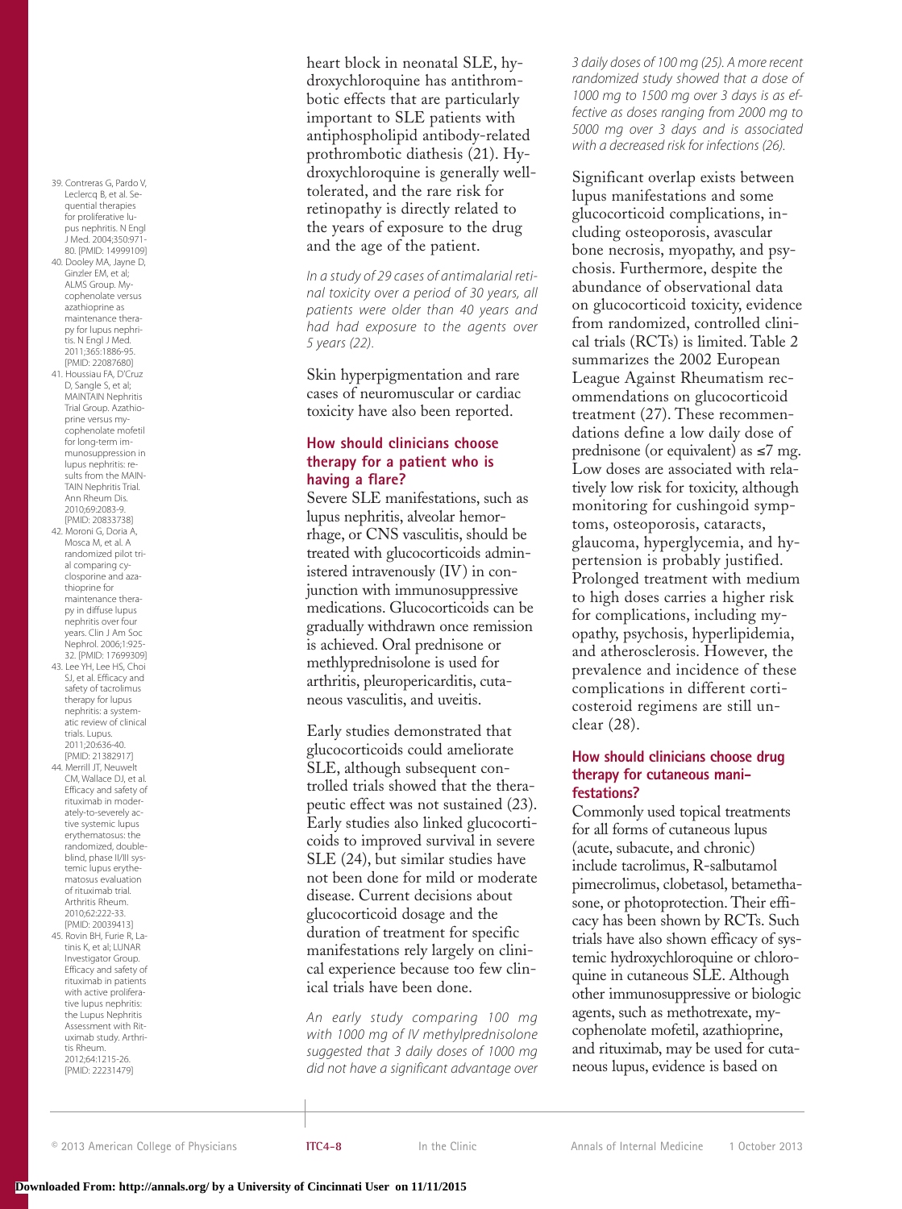39. Contreras G, Pardo V, Leclercq B, et al. Sequential therapies for proliferative lupus nephritis. N Engl J Med. 2004;350:971-80. [PMID: 14999109]
40. Dooley MA, Jayne D, Ginzler EM, et al; ALMS Group. Mycophenolate versus azathioprine as maintenance therapy for lupus nephritis. N Engl J Med. 2011;365:1886-95. [PMID: 22087680]
41. Houssiau FA, D'Cruz D, Sangle S, et al; MAINTAIN Nephritis Trial Group. Azathioprine versus mycophenolate mofetil for long-term immunosuppression in lupus nephritis: results from the MAINTAIN Nephritis Trial. Ann Rheum Dis. 2010;69:2083-9. [PMID: 20833738]
42. Moroni G, Doria A, Mosca M, et al. A randomized pilot trial comparing cyclosporine and azathioprine for maintenance therapy in diffuse lupus nephritis over four years. Clin J Am Soc Nephrol. 2006;1:925-32. [PMID: 17699309]
43. Lee YH, Lee HS, Choi SJ, et al. Efficacy and safety of tacrolimus therapy for lupus nephritis: a systematic review of clinical trials. Lupus. 2011;20:636-40. [PMID: 21382917]
44. Merrill JT, Neuwelt CM, Wallace DJ, et al. Efficacy and safety of rituximab in moderately-to-severely active systemic lupus erythematosus: the randomized, double-blind, phase II/III systemic lupus erythematosus evaluation of rituximab trial. Arthritis Rheum. 2010;62:222-33. [PMID: 20039413]
45. Rovin BH, Furie R, Latinis K, et al; LUNAR Investigator Group. Efficacy and safety of rituximab in patients with active proliferative lupus nephritis: the Lupus Nephritis Assessment with Rituximab study. Arthritis Rheum. 2012;64:1215-26. [PMID: 22231479]

heart block in neonatal SLE, hydroxychloroquine has antithrombotic effects that are particularly important to SLE patients with antiphospholipid antibody-related prothrombotic diathesis (21). Hydroxychloroquine is generally well-tolerated, and the rare risk for retinopathy is directly related to the years of exposure to the drug and the age of the patient.

*In a study of 29 cases of antimalarial retinal toxicity over a period of 30 years, all patients were older than 40 years and had had exposure to the agents over 5 years (22).*

Skin hyperpigmentation and rare cases of neuromuscular or cardiac toxicity have also been reported.

### How should clinicians choose therapy for a patient who is having a flare?

Severe SLE manifestations, such as lupus nephritis, alveolar hemorrhage, or CNS vasculitis, should be treated with glucocorticoids administered intravenously (IV) in conjunction with immunosuppressive medications. Glucocorticoids can be gradually withdrawn once remission is achieved. Oral prednisone or methlyprednisolone is used for arthritis, pleuropericarditis, cutaneous vasculitis, and uveitis.

Early studies demonstrated that glucocorticoids could ameliorate SLE, although subsequent controlled trials showed that the therapeutic effect was not sustained (23). Early studies also linked glucocorticoids to improved survival in severe SLE (24), but similar studies have not been done for mild or moderate disease. Current decisions about glucocorticoid dosage and the duration of treatment for specific manifestations rely largely on clinical experience because too few clinical trials have been done.

*An early study comparing 100 mg with 1000 mg of IV methylprednisolone suggested that 3 daily doses of 1000 mg did not have a significant advantage over 3 daily doses of 100 mg (25). A more recent randomized study showed that a dose of 1000 mg to 1500 mg over 3 days is as effective as doses ranging from 2000 mg to 5000 mg over 3 days and is associated with a decreased risk for infections (26).*

Significant overlap exists between lupus manifestations and some glucocorticoid complications, including osteoporosis, avascular bone necrosis, myopathy, and psychosis. Furthermore, despite the abundance of observational data on glucocorticoid toxicity, evidence from randomized, controlled clinical trials (RCTs) is limited. Table 2 summarizes the 2002 European League Against Rheumatism recommendations on glucocorticoid treatment (27). These recommendations define a low daily dose of prednisone (or equivalent) as ≤7 mg. Low doses are associated with relatively low risk for toxicity, although monitoring for cushingoid symptoms, osteoporosis, cataracts, glaucoma, hyperglycemia, and hypertension is probably justified. Prolonged treatment with medium to high doses carries a higher risk for complications, including myopathy, psychosis, hyperlipidemia, and atherosclerosis. However, the prevalence and incidence of these complications in different corticosteroid regimens are still unclear (28).

### How should clinicians choose drug therapy for cutaneous manifestations?

Commonly used topical treatments for all forms of cutaneous lupus (acute, subacute, and chronic) include tacrolimus, R-salbutamol pimecrolimus, clobetasol, betamethasone, or photoprotection. Their efficacy has been shown by RCTs. Such trials have also shown efficacy of systemic hydroxychloroquine or chloroquine in cutaneous SLE. Although other immunosuppressive or biologic agents, such as methotrexate, mycophenolate mofetil, azathioprine, and rituximab, may be used for cutaneous lupus, evidence is based on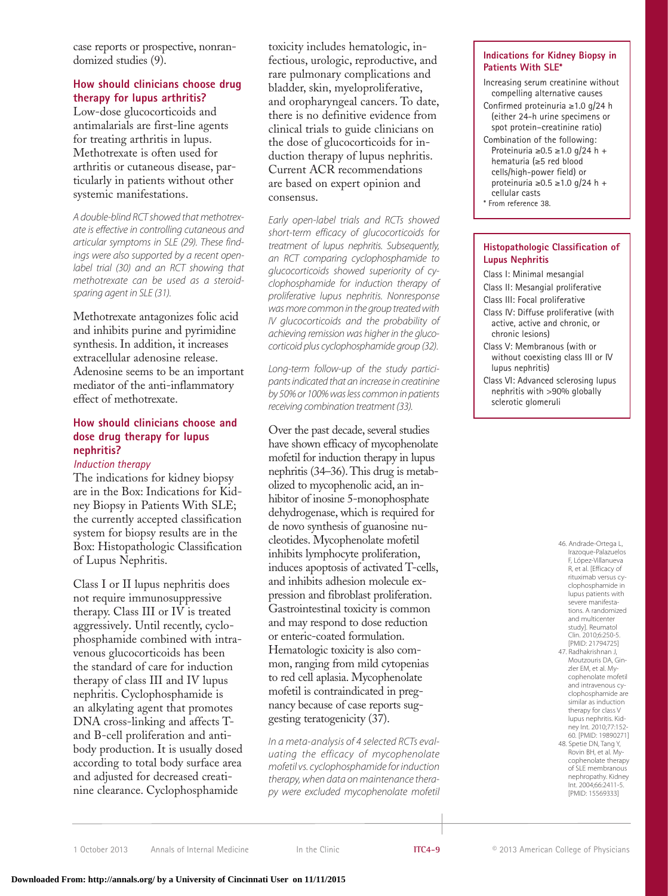case reports or prospective, nonrandomized studies (9).

### How should clinicians choose drug therapy for lupus arthritis?

Low-dose glucocorticoids and antimalarials are first-line agents for treating arthritis in lupus. Methotrexate is often used for arthritis or cutaneous disease, particularly in patients without other systemic manifestations.

*A double-blind RCT showed that methotrexate is effective in controlling cutaneous and articular symptoms in SLE (29). These findings were also supported by a recent open-label trial (30) and an RCT showing that methotrexate can be used as a steroid-sparing agent in SLE (31).*

Methotrexate antagonizes folic acid and inhibits purine and pyrimidine synthesis. In addition, it increases extracellular adenosine release. Adenosine seems to be an important mediator of the anti-inflammatory effect of methotrexate.

### How should clinicians choose and dose drug therapy for lupus nephritis?

*Induction therapy*

The indications for kidney biopsy are in the Box: Indications for Kidney Biopsy in Patients With SLE; the currently accepted classification system for biopsy results are in the Box: Histopathologic Classification of Lupus Nephritis.

Class I or II lupus nephritis does not require immunosuppressive therapy. Class III or IV is treated aggressively. Until recently, cyclophosphamide combined with intravenous glucocorticoids has been the standard of care for induction therapy of class III and IV lupus nephritis. Cyclophosphamide is an alkylating agent that promotes DNA cross-linking and affects T- and B-cell proliferation and antibody production. It is usually dosed according to total body surface area and adjusted for decreased creatinine clearance. Cyclophosphamide toxicity includes hematologic, infectious, urologic, reproductive, and rare pulmonary complications and bladder, skin, myeloproliferative, and oropharyngeal cancers. To date, there is no definitive evidence from clinical trials to guide clinicians on the dose of glucocorticoids for induction therapy of lupus nephritis. Current ACR recommendations are based on expert opinion and consensus.

*Early open-label trials and RCTs showed short-term efficacy of glucocorticoids for treatment of lupus nephritis. Subsequently, an RCT comparing cyclophosphamide to glucocorticoids showed superiority of cyclophosphamide for induction therapy of proliferative lupus nephritis. Nonresponse was more common in the group treated with IV glucocorticoids and the probability of achieving remission was higher in the glucocorticoid plus cyclophosphamide group (32).*

*Long-term follow-up of the study participants indicated that an increase in creatinine by 50% or 100% was less common in patients receiving combination treatment (33).*

Over the past decade, several studies have shown efficacy of mycophenolate mofetil for induction therapy in lupus nephritis (34–36). This drug is metabolized to mycophenolic acid, an inhibitor of inosine 5-monophosphate dehydrogenase, which is required for de novo synthesis of guanosine nucleotides. Mycophenolate mofetil inhibits lymphocyte proliferation, induces apoptosis of activated T-cells, and inhibits adhesion molecule expression and fibroblast proliferation. Gastrointestinal toxicity is common and may respond to dose reduction or enteric-coated formulation. Hematologic toxicity is also common, ranging from mild cytopenias to red cell aplasia. Mycophenolate mofetil is contraindicated in pregnancy because of case reports suggesting teratogenicity (37).

*In a meta-analysis of 4 selected RCTs evaluating the efficacy of mycophenolate mofetil vs. cyclophosphamide for induction therapy, when data on maintenance therapy were excluded mycophenolate mofetil*

#### Indications for Kidney Biopsy in Patients With SLE*

- Increasing serum creatinine without compelling alternative causes
- Confirmed proteinuria ≥1.0 g/24 h (either 24-h urine specimens or spot protein–creatinine ratio)
- Combination of the following: Proteinuria ≥0.5 ≥1.0 g/24 h + hematuria (≥5 red blood cells/high-power field) or proteinuria ≥0.5 ≥1.0 g/24 h + cellular casts

* From reference 38.

#### Histopathologic Classification of Lupus Nephritis

- Class I: Minimal mesangial
- Class II: Mesangial proliferative
- Class III: Focal proliferative
- Class IV: Diffuse proliferative (with active, active and chronic, or chronic lesions)
- Class V: Membranous (with or without coexisting class III or IV lupus nephritis)
- Class VI: Advanced sclerosing lupus nephritis with >90% globally sclerotic glomeruli

46. Andrade-Ortega L, Irazoque-Palazuelos F, López-Villanueva R, et al. [Efficacy of rituximab versus cyclophosphamide in lupus patients with severe manifestations. A randomized and multicenter study]. Reumatol Clin. 2010;6:250-5. [PMID: 21794725]
47. Radhakrishnan J, Moutzouris DA, Ginzler EM, et al. Mycophenolate mofetil and intravenous cyclophosphamide are similar as induction therapy for class V lupus nephritis. Kidney Int. 2010;77:152-60. [PMID: 19890271]
48. Spetie DN, Tang Y, Rovin BH, et al. Mycophenolate therapy of SLE membranous nephropathy. Kidney Int. 2004;66:2411-5. [PMID: 15569333]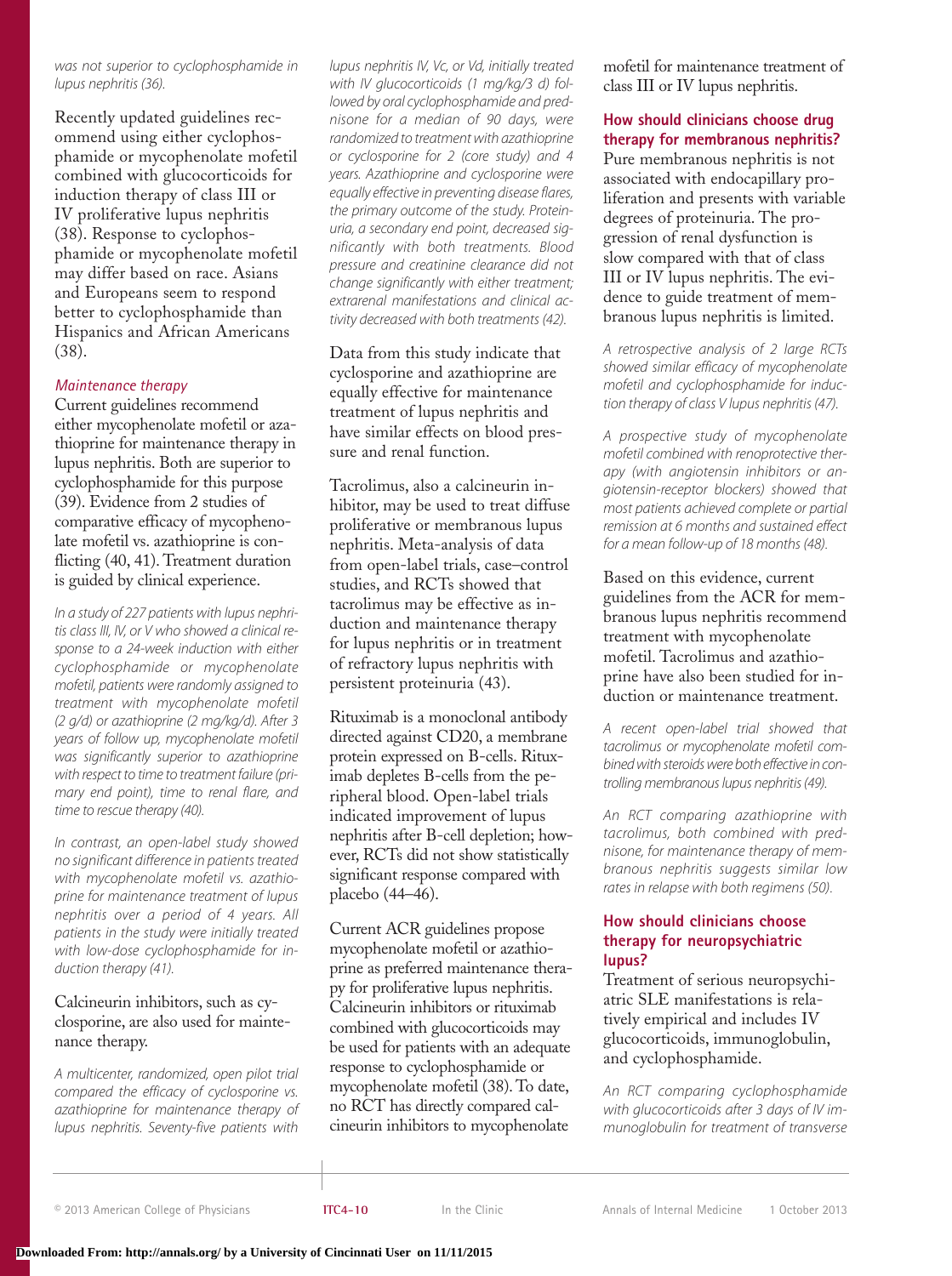*was not superior to cyclophosphamide in lupus nephritis (36).*

Recently updated guidelines recommend using either cyclophosphamide or mycophenolate mofetil combined with glucocorticoids for induction therapy of class III or IV proliferative lupus nephritis (38). Response to cyclophosphamide or mycophenolate mofetil may differ based on race. Asians and Europeans seem to respond better to cyclophosphamide than Hispanics and African Americans (38).

### *Maintenance therapy*

Current guidelines recommend either mycophenolate mofetil or azathioprine for maintenance therapy in lupus nephritis. Both are superior to cyclophosphamide for this purpose (39). Evidence from 2 studies of comparative efficacy of mycophenolate mofetil vs. azathioprine is conflicting (40, 41). Treatment duration is guided by clinical experience.

*In a study of 227 patients with lupus nephritis class III, IV, or V who showed a clinical response to a 24-week induction with either cyclophosphamide or mycophenolate mofetil, patients were randomly assigned to treatment with mycophenolate mofetil (2 g/d) or azathioprine (2 mg/kg/d). After 3 years of follow up, mycophenolate mofetil was significantly superior to azathioprine with respect to time to treatment failure (primary end point), time to renal flare, and time to rescue therapy (40).*

*In contrast, an open-label study showed no significant difference in patients treated with mycophenolate mofetil vs. azathioprine for maintenance treatment of lupus nephritis over a period of 4 years. All patients in the study were initially treated with low-dose cyclophosphamide for induction therapy (41).*

Calcineurin inhibitors, such as cyclosporine, are also used for maintenance therapy.

*A multicenter, randomized, open pilot trial compared the efficacy of cyclosporine vs. azathioprine for maintenance therapy of lupus nephritis. Seventy-five patients with lupus nephritis IV, Vc, or Vd, initially treated with IV glucocorticoids (1 mg/kg/3 d) followed by oral cyclophosphamide and prednisone for a median of 90 days, were randomized to treatment with azathioprine or cyclosporine for 2 (core study) and 4 years. Azathioprine and cyclosporine were equally effective in preventing disease flares, the primary outcome of the study. Proteinuria, a secondary end point, decreased significantly with both treatments. Blood pressure and creatinine clearance did not change significantly with either treatment; extrarenal manifestations and clinical activity decreased with both treatments (42).*

Data from this study indicate that cyclosporine and azathioprine are equally effective for maintenance treatment of lupus nephritis and have similar effects on blood pressure and renal function.

Tacrolimus, also a calcineurin inhibitor, may be used to treat diffuse proliferative or membranous lupus nephritis. Meta-analysis of data from open-label trials, case–control studies, and RCTs showed that tacrolimus may be effective as induction and maintenance therapy for lupus nephritis or in treatment of refractory lupus nephritis with persistent proteinuria (43).

Rituximab is a monoclonal antibody directed against CD20, a membrane protein expressed on B-cells. Rituximab depletes B-cells from the peripheral blood. Open-label trials indicated improvement of lupus nephritis after B-cell depletion; however, RCTs did not show statistically significant response compared with placebo (44–46).

Current ACR guidelines propose mycophenolate mofetil or azathioprine as preferred maintenance therapy for proliferative lupus nephritis. Calcineurin inhibitors or rituximab combined with glucocorticoids may be used for patients with an adequate response to cyclophosphamide or mycophenolate mofetil (38). To date, no RCT has directly compared calcineurin inhibitors to mycophenolate mofetil for maintenance treatment of class III or IV lupus nephritis.

## How should clinicians choose drug therapy for membranous nephritis?

Pure membranous nephritis is not associated with endocapillary proliferation and presents with variable degrees of proteinuria. The progression of renal dysfunction is slow compared with that of class III or IV lupus nephritis. The evidence to guide treatment of membranous lupus nephritis is limited.

*A retrospective analysis of 2 large RCTs showed similar efficacy of mycophenolate mofetil and cyclophosphamide for induction therapy of class V lupus nephritis (47).*

*A prospective study of mycophenolate mofetil combined with renoprotective therapy (with angiotensin inhibitors or angiotensin-receptor blockers) showed that most patients achieved complete or partial remission at 6 months and sustained effect for a mean follow-up of 18 months (48).*

Based on this evidence, current guidelines from the ACR for membranous lupus nephritis recommend treatment with mycophenolate mofetil. Tacrolimus and azathioprine have also been studied for induction or maintenance treatment.

*A recent open-label trial showed that tacrolimus or mycophenolate mofetil combined with steroids were both effective in controlling membranous lupus nephritis (49).*

*An RCT comparing azathioprine with tacrolimus, both combined with prednisone, for maintenance therapy of membranous nephritis suggests similar low rates in relapse with both regimens (50).*

## How should clinicians choose therapy for neuropsychiatric lupus?

Treatment of serious neuropsychiatric SLE manifestations is relatively empirical and includes IV glucocorticoids, immunoglobulin, and cyclophosphamide.

*An RCT comparing cyclophosphamide with glucocorticoids after 3 days of IV immunoglobulin for treatment of transverse*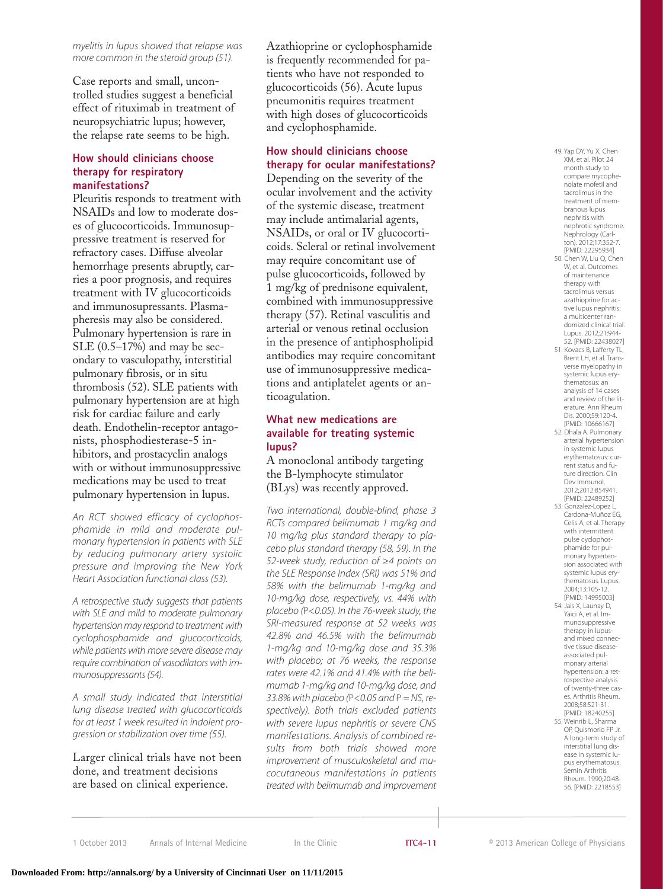*myelitis in lupus showed that relapse was more common in the steroid group (51).*

Case reports and small, uncontrolled studies suggest a beneficial effect of rituximab in treatment of neuropsychiatric lupus; however, the relapse rate seems to be high.

### How should clinicians choose therapy for respiratory manifestations?

Pleuritis responds to treatment with NSAIDs and low to moderate doses of glucocorticoids. Immunosuppressive treatment is reserved for refractory cases. Diffuse alveolar hemorrhage presents abruptly, carries a poor prognosis, and requires treatment with IV glucocorticoids and immunosupressants. Plasmapheresis may also be considered. Pulmonary hypertension is rare in SLE (0.5–17%) and may be secondary to vasculopathy, interstitial pulmonary fibrosis, or in situ thrombosis (52). SLE patients with pulmonary hypertension are at high risk for cardiac failure and early death. Endothelin-receptor antagonists, phosphodiesterase-5 inhibitors, and prostacyclin analogs with or without immunosuppressive medications may be used to treat pulmonary hypertension in lupus.

*An RCT showed efficacy of cyclophosphamide in mild and moderate pulmonary hypertension in patients with SLE by reducing pulmonary artery systolic pressure and improving the New York Heart Association functional class (53).*

*A retrospective study suggests that patients with SLE and mild to moderate pulmonary hypertension may respond to treatment with cyclophosphamide and glucocorticoids, while patients with more severe disease may require combination of vasodilators with immunosuppressants (54).*

*A small study indicated that interstitial lung disease treated with glucocorticoids for at least 1 week resulted in indolent progression or stabilization over time (55).*

Larger clinical trials have not been done, and treatment decisions are based on clinical experience.

Azathioprine or cyclophosphamide is frequently recommended for patients who have not responded to glucocorticoids (56). Acute lupus pneumonitis requires treatment with high doses of glucocorticoids and cyclophosphamide.

### How should clinicians choose therapy for ocular manifestations?

Depending on the severity of the ocular involvement and the activity of the systemic disease, treatment may include antimalarial agents, NSAIDs, or oral or IV glucocorticoids. Scleral or retinal involvement may require concomitant use of pulse glucocorticoids, followed by 1 mg/kg of prednisone equivalent, combined with immunosuppressive therapy (57). Retinal vasculitis and arterial or venous retinal occlusion in the presence of antiphospholipid antibodies may require concomitant use of immunosuppressive medications and antiplatelet agents or anticoagulation.

### What new medications are available for treating systemic lupus?

A monoclonal antibody targeting the B-lymphocyte stimulator (BLys) was recently approved.

*Two international, double-blind, phase 3 RCTs compared belimumab 1 mg/kg and 10 mg/kg plus standard therapy to placebo plus standard therapy (58, 59). In the 52-week study, reduction of ≥4 points on the SLE Response Index (SRI) was 51% and 58% with the belimumab 1-mg/kg and 10-mg/kg dose, respectively, vs. 44% with placebo ($P<0.05$). In the 76-week study, the SRI-measured response at 52 weeks was 42.8% and 46.5% with the belimumab 1-mg/kg and 10-mg/kg dose and 35.3% with placebo; at 76 weeks, the response rates were 42.1% and 41.4% with the belimumab 1-mg/kg and 10-mg/kg dose, and 33.8% with placebo ($P<0.05$ and $P=$ NS, respectively). Both trials excluded patients with severe lupus nephritis or severe CNS manifestations. Analysis of combined results from both trials showed more improvement of musculoskeletal and mucocutaneous manifestations in patients treated with belimumab and improvement*

49. Yap DY, Yu X, Chen XM, et al. Pilot 24 month study to compare mycophenolate mofetil and tacrolimus in the treatment of membranous lupus nephritis with nephrotic syndrome. Nephrology (Carlton). 2012;17:352-7. [PMID: 22295934]
50. Chen W, Liu Q, Chen W, et al. Outcomes of maintenance therapy with tacrolimus versus azathioprine for active lupus nephritis: a multicenter randomized clinical trial. Lupus. 2012;21:944-52. [PMID: 22438027]
51. Kovacs B, Lafferty TL, Brent LH, et al. Transverse myelopathy in systemic lupus erythematosus: an analysis of 14 cases and review of the literature. Ann Rheum Dis. 2000;59:120-4. [PMID: 10666167]
52. Dhala A. Pulmonary arterial hypertension in systemic lupus erythematosus: current status and future direction. Clin Dev Immunol. 2012;2012:854941. [PMID: 22489252]
53. Gonzalez-Lopez L, Cardona-Muñoz EG, Celis A, et al. Therapy with intermittent pulse cyclophosphamide for pulmonary hypertension associated with systemic lupus erythematosus. Lupus. 2004;13:105-12. [PMID: 14995003]
54. Jais X, Launay D, Yaici A, et al. Immunosuppressive therapy in lupus- and mixed connective tissue disease-associated pulmonary arterial hypertension: a retrospective analysis of twenty-three cases. Arthritis Rheum. 2008;58:521-31. [PMID: 18240255]
55. Weinrib L, Sharma OP, Quismorio FP Jr. A long-term study of interstitial lung disease in systemic lupus erythematosus. Semin Arthritis Rheum. 1990;20:48-56. [PMID: 2218553]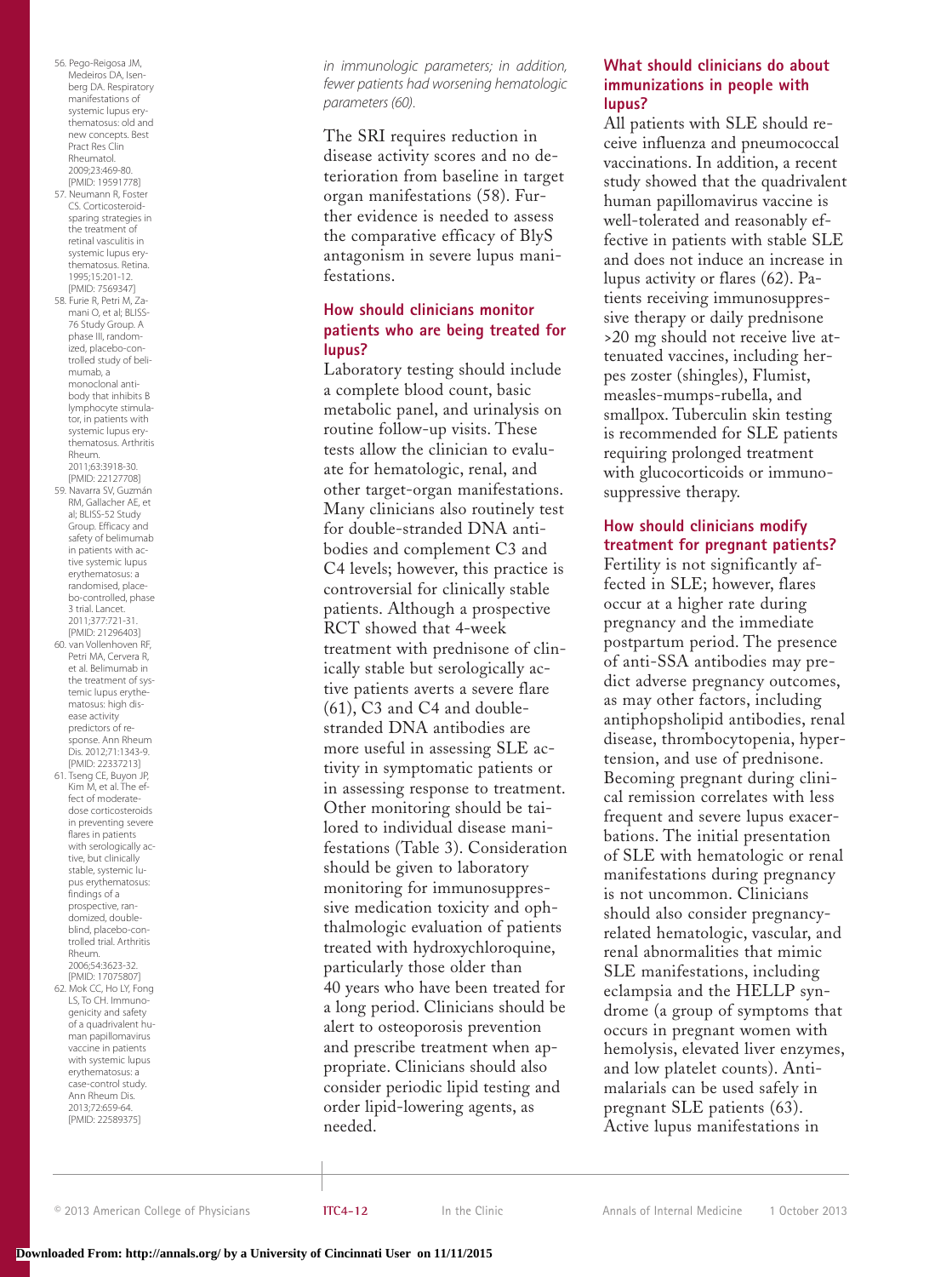56. Pego-Reigosa JM, Medeiros DA, Isenberg DA. Respiratory manifestations of systemic lupus erythematosus: old and new concepts. Best Pract Res Clin Rheumatol. 2009;23:469-80. [PMID: 19591778]
57. Neumann R, Foster CS. Corticosteroid-sparing strategies in the treatment of retinal vasculitis in systemic lupus erythematosus. Retina. 1995;15:201-12. [PMID: 7569347]
58. Furie R, Petri M, Zamani O, et al; BLISS-76 Study Group. A phase III, randomized, placebo-controlled study of belimumab, a monoclonal antibody that inhibits B lymphocyte stimulator, in patients with systemic lupus erythematosus. Arthritis Rheum. 2011;63:3918-30. [PMID: 22127708]
59. Navarra SV, Guzmán RM, Gallacher AE, et al; BLISS-52 Study Group. Efficacy and safety of belimumab in patients with active systemic lupus erythematosus: a randomised, placebo-controlled, phase 3 trial. Lancet. 2011;377:721-31. [PMID: 21296403]
60. van Vollenhoven RF, Petri MA, Cervera R, et al. Belimumab in the treatment of systemic lupus erythematosus: high disease activity predictors of response. Ann Rheum Dis. 2012;71:1343-9. [PMID: 22337213]
61. Tseng CE, Buyon JP, Kim M, et al. The effect of moderate-dose corticosteroids in preventing severe flares in patients with serologically active, but clinically stable, systemic lupus erythematosus: findings of a prospective, randomized, double-blind, placebo-controlled trial. Arthritis Rheum. 2006;54:3623-32. [PMID: 17075807]
62. Mok CC, Ho LY, Fong LS, To CH. Immunogenicity and safety of a quadrivalent human papillomavirus vaccine in patients with systemic lupus erythematosus: a case-control study. Ann Rheum Dis. 2013;72:659-64. [PMID: 22589375]

*in immunologic parameters; in addition, fewer patients had worsening hematologic parameters (60).*

The SRI requires reduction in disease activity scores and no deterioration from baseline in target organ manifestations (58). Further evidence is needed to assess the comparative efficacy of BlyS antagonism in severe lupus manifestations.

### How should clinicians monitor patients who are being treated for lupus?

Laboratory testing should include a complete blood count, basic metabolic panel, and urinalysis on routine follow-up visits. These tests allow the clinician to evaluate for hematologic, renal, and other target-organ manifestations. Many clinicians also routinely test for double-stranded DNA antibodies and complement C3 and C4 levels; however, this practice is controversial for clinically stable patients. Although a prospective RCT showed that 4-week treatment with prednisone of clinically stable but serologically active patients averts a severe flare (61), C3 and C4 and double-stranded DNA antibodies are more useful in assessing SLE activity in symptomatic patients or in assessing response to treatment. Other monitoring should be tailored to individual disease manifestations (Table 3). Consideration should be given to laboratory monitoring for immunosuppressive medication toxicity and ophthalmologic evaluation of patients treated with hydroxychloroquine, particularly those older than 40 years who have been treated for a long period. Clinicians should be alert to osteoporosis prevention and prescribe treatment when appropriate. Clinicians should also consider periodic lipid testing and order lipid-lowering agents, as needed.

### What should clinicians do about immunizations in people with lupus?

All patients with SLE should receive influenza and pneumococcal vaccinations. In addition, a recent study showed that the quadrivalent human papillomavirus vaccine is well-tolerated and reasonably effective in patients with stable SLE and does not induce an increase in lupus activity or flares (62). Patients receiving immunosuppressive therapy or daily prednisone >20 mg should not receive live attenuated vaccines, including herpes zoster (shingles), Flumist, measles-mumps-rubella, and smallpox. Tuberculin skin testing is recommended for SLE patients requiring prolonged treatment with glucocorticoids or immunosuppressive therapy.

### How should clinicians modify treatment for pregnant patients?

Fertility is not significantly affected in SLE; however, flares occur at a higher rate during pregnancy and the immediate postpartum period. The presence of anti-SSA antibodies may predict adverse pregnancy outcomes, as may other factors, including antiphopsholipid antibodies, renal disease, thrombocytopenia, hypertension, and use of prednisone. Becoming pregnant during clinical remission correlates with less frequent and severe lupus exacerbations. The initial presentation of SLE with hematologic or renal manifestations during pregnancy is not uncommon. Clinicians should also consider pregnancy-related hematologic, vascular, and renal abnormalities that mimic SLE manifestations, including eclampsia and the HELLP syndrome (a group of symptoms that occurs in pregnant women with hemolysis, elevated liver enzymes, and low platelet counts). Antimalarials can be used safely in pregnant SLE patients (63). Active lupus manifestations in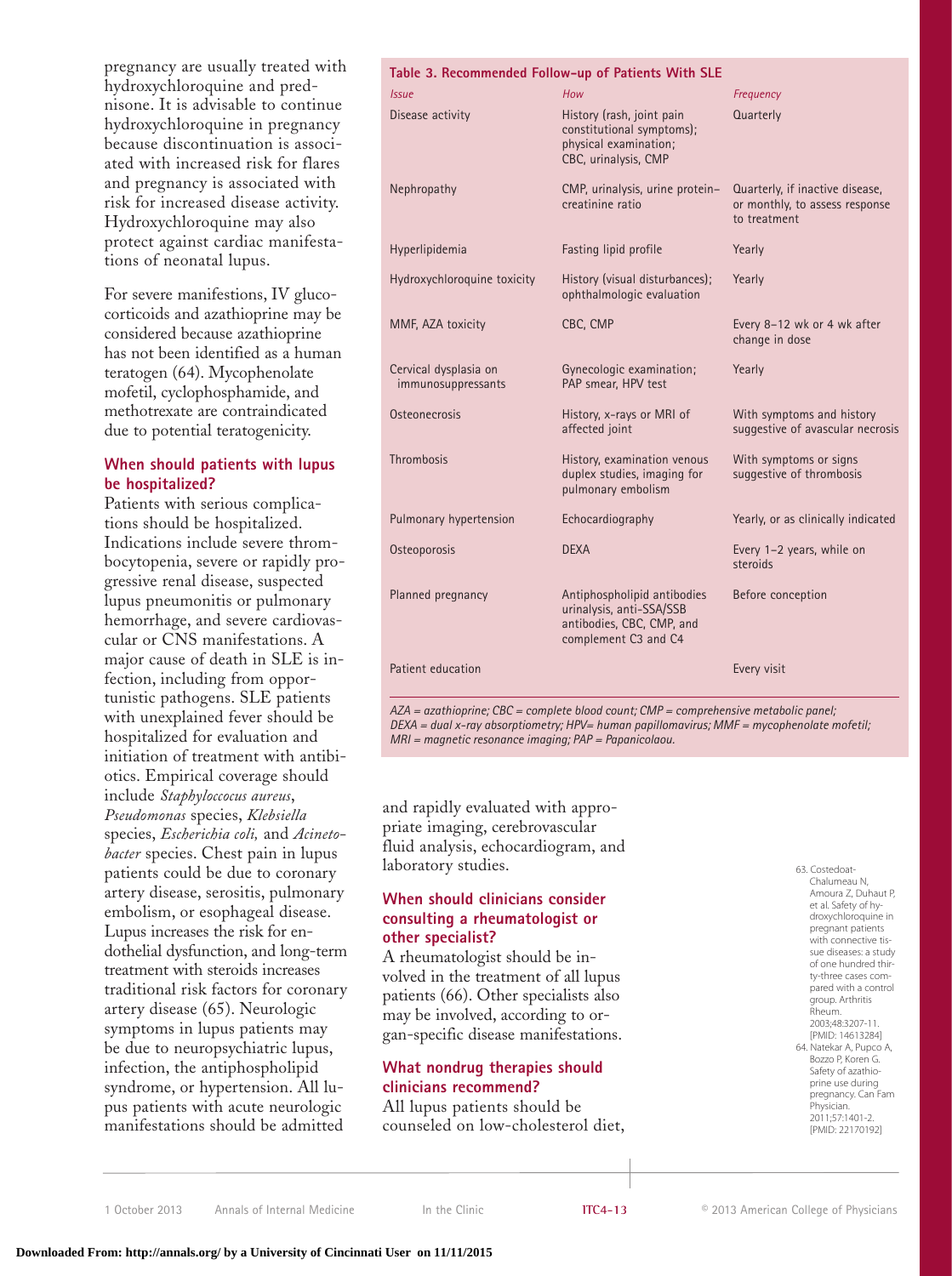pregnancy are usually treated with hydroxychloroquine and prednisone. It is advisable to continue hydroxychloroquine in pregnancy because discontinuation is associated with increased risk for flares and pregnancy is associated with risk for increased disease activity. Hydroxychloroquine may also protect against cardiac manifestations of neonatal lupus.

For severe manifestions, IV glucocorticoids and azathioprine may be considered because azathioprine has not been identified as a human teratogen (64). Mycophenolate mofetil, cyclophosphamide, and methotrexate are contraindicated due to potential teratogenicity.

**Table 3. Recommended Follow-up of Patients With SLE**

| *Issue* | *How* | *Frequency* |
|---|---|---|
| Disease activity | History (rash, joint pain constitutional symptoms); physical examination; CBC, urinalysis, CMP | Quarterly |
| Nephropathy | CMP, urinalysis, urine protein–creatinine ratio | Quarterly, if inactive disease, or monthly, to assess response to treatment |
| Hyperlipidemia | Fasting lipid profile | Yearly |
| Hydroxychloroquine toxicity | History (visual disturbances); ophthalmologic evaluation | Yearly |
| MMF, AZA toxicity | CBC, CMP | Every 8–12 wk or 4 wk after change in dose |
| Cervical dysplasia on immunosuppressants | Gynecologic examination; PAP smear, HPV test | Yearly |
| Osteonecrosis | History, x-rays or MRI of affected joint | With symptoms and history suggestive of avascular necrosis |
| Thrombosis | History, examination venous duplex studies, imaging for pulmonary embolism | With symptoms or signs suggestive of thrombosis |
| Pulmonary hypertension | Echocardiography | Yearly, or as clinically indicated |
| Osteoporosis | DEXA | Every 1–2 years, while on steroids |
| Planned pregnancy | Antiphospholipid antibodies urinalysis, anti-SSA/SSB antibodies, CBC, CMP, and complement C3 and C4 | Before conception |
| Patient education | | Every visit |

*AZA = azathioprine; CBC = complete blood count; CMP = comprehensive metabolic panel; DEXA = dual x-ray absorptiometry; HPV= human papillomavirus; MMF = mycophenolate mofetil; MRI = magnetic resonance imaging; PAP = Papanicolaou.*

## When should patients with lupus be hospitalized?

Patients with serious complications should be hospitalized. Indications include severe thrombocytopenia, severe or rapidly progressive renal disease, suspected lupus pneumonitis or pulmonary hemorrhage, and severe cardiovascular or CNS manifestations. A major cause of death in SLE is infection, including from opportunistic pathogens. SLE patients with unexplained fever should be hospitalized for evaluation and initiation of treatment with antibiotics. Empirical coverage should include *Staphyloccocus aureus*, *Pseudomonas* species, *Klebsiella* species, *Escherichia coli,* and *Acinetobacter* species. Chest pain in lupus patients could be due to coronary artery disease, serositis, pulmonary embolism, or esophageal disease. Lupus increases the risk for endothelial dysfunction, and long-term treatment with steroids increases traditional risk factors for coronary artery disease (65). Neurologic symptoms in lupus patients may be due to neuropsychiatric lupus, infection, the antiphospholipid syndrome, or hypertension. All lupus patients with acute neurologic manifestations should be admitted and rapidly evaluated with appropriate imaging, cerebrovascular fluid analysis, echocardiogram, and laboratory studies.

## When should clinicians consider consulting a rheumatologist or other specialist?

A rheumatologist should be involved in the treatment of all lupus patients (66). Other specialists also may be involved, according to organ-specific disease manifestations.

## What nondrug therapies should clinicians recommend?

All lupus patients should be counseled on low-cholesterol diet,

63. Costedoat-Chalumeau N, Amoura Z, Duhaut P, et al. Safety of hydroxychloroquine in pregnant patients with connective tissue diseases: a study of one hundred thirty-three cases compared with a control group. Arthritis Rheum. 2003;48:3207-11. [PMID: 14613284]
64. Natekar A, Pupco A, Bozzo P, Koren G. Safety of azathioprine use during pregnancy. Can Fam Physician. 2011;57:1401-2. [PMID: 22170192]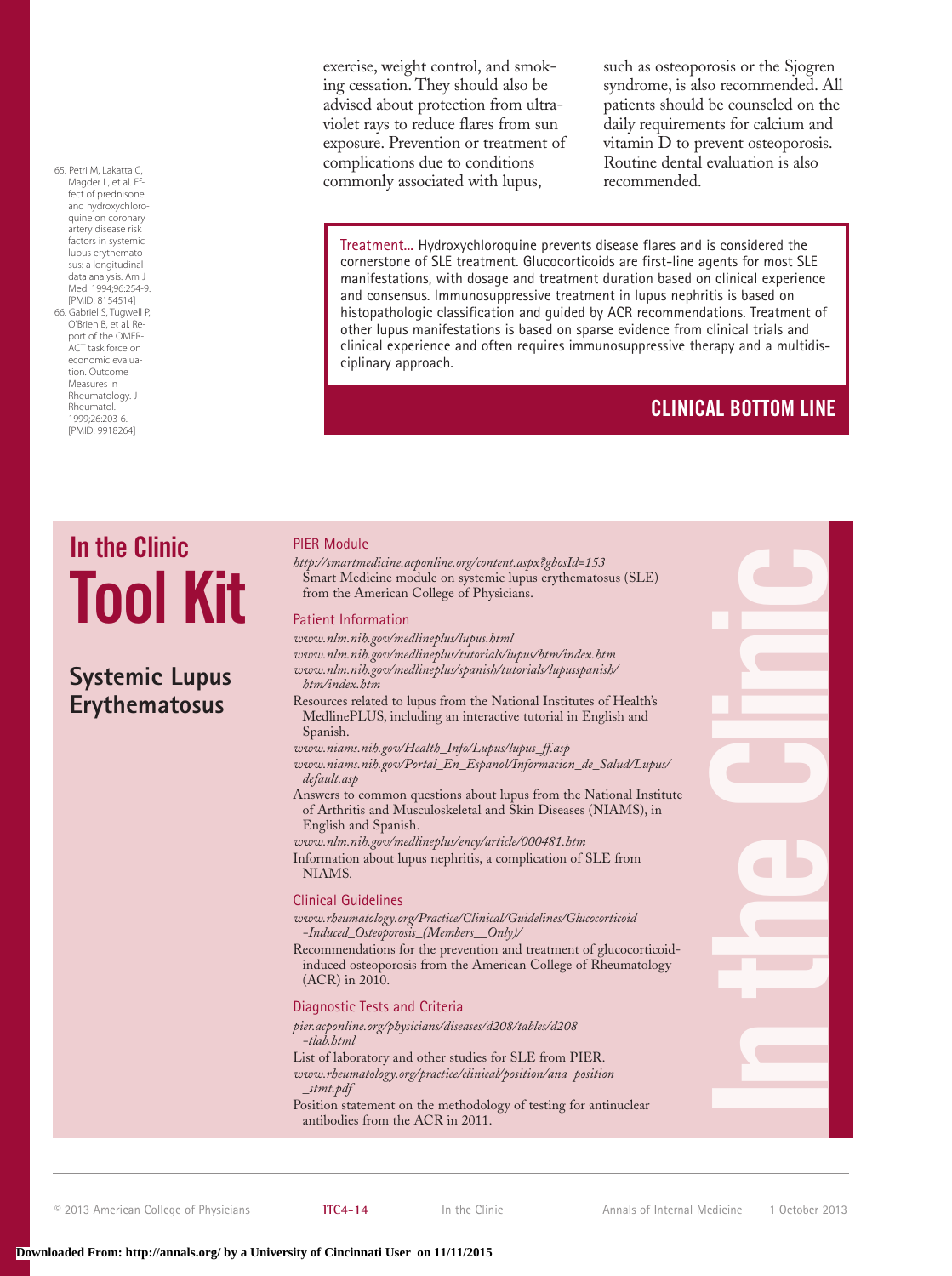exercise, weight control, and smoking cessation. They should also be advised about protection from ultraviolet rays to reduce flares from sun exposure. Prevention or treatment of complications due to conditions commonly associated with lupus, such as osteoporosis or the Sjogren syndrome, is also recommended. All patients should be counseled on the daily requirements for calcium and vitamin D to prevent osteoporosis. Routine dental evaluation is also recommended.

65. Petri M, Lakatta C, Magder L, et al. Effect of prednisone and hydroxychloroquine on coronary artery disease risk factors in systemic lupus erythematosus: a longitudinal data analysis. Am J Med. 1994;96:254-9. [PMID: 8154514]
66. Gabriel S, Tugwell P, O'Brien B, et al. Report of the OMERACT task force on economic evaluation. Outcome Measures in Rheumatology. J Rheumatol. 1999;26:203-6. [PMID: 9918264]

Treatment... Hydroxychloroquine prevents disease flares and is considered the cornerstone of SLE treatment. Glucocorticoids are first-line agents for most SLE manifestations, with dosage and treatment duration based on clinical experience and consensus. Immunosuppressive treatment in lupus nephritis is based on histopathologic classification and guided by ACR recommendations. Treatment of other lupus manifestations is based on sparse evidence from clinical trials and clinical experience and often requires immunosuppressive therapy and a multidisciplinary approach.

**CLINICAL BOTTOM LINE**

# In the Clinic Tool Kit

## Systemic Lupus Erythematosus

### PIER Module

*http://smartmedicine.acponline.org/content.aspx?gbosId=153*
Smart Medicine module on systemic lupus erythematosus (SLE) from the American College of Physicians.

### Patient Information

*www.nlm.nih.gov/medlineplus/lupus.html*
*www.nlm.nih.gov/medlineplus/tutorials/lupus/htm/index.htm*
*www.nlm.nih.gov/medlineplus/spanish/tutorials/lupusspanish/htm/index.htm*
Resources related to lupus from the National Institutes of Health's MedlinePLUS, including an interactive tutorial in English and Spanish.

*www.niams.nih.gov/Health_Info/Lupus/lupus_ff.asp*
*www.niams.nih.gov/Portal_En_Espanol/Informacion_de_Salud/Lupus/default.asp*
Answers to common questions about lupus from the National Institute of Arthritis and Musculoskeletal and Skin Diseases (NIAMS), in English and Spanish.

*www.nlm.nih.gov/medlineplus/ency/article/000481.htm*
Information about lupus nephritis, a complication of SLE from NIAMS.

### Clinical Guidelines

*www.rheumatology.org/Practice/Clinical/Guidelines/Glucocorticoid-Induced_Osteoporosis_(Members__Only)/*
Recommendations for the prevention and treatment of glucocorticoid-induced osteoporosis from the American College of Rheumatology (ACR) in 2010.

### Diagnostic Tests and Criteria

*pier.acponline.org/physicians/diseases/d208/tables/d208-tlab.html*
List of laboratory and other studies for SLE from PIER.

*www.rheumatology.org/practice/clinical/position/ana_position_stmt.pdf*
Position statement on the methodology of testing for antinuclear antibodies from the ACR in 2011.